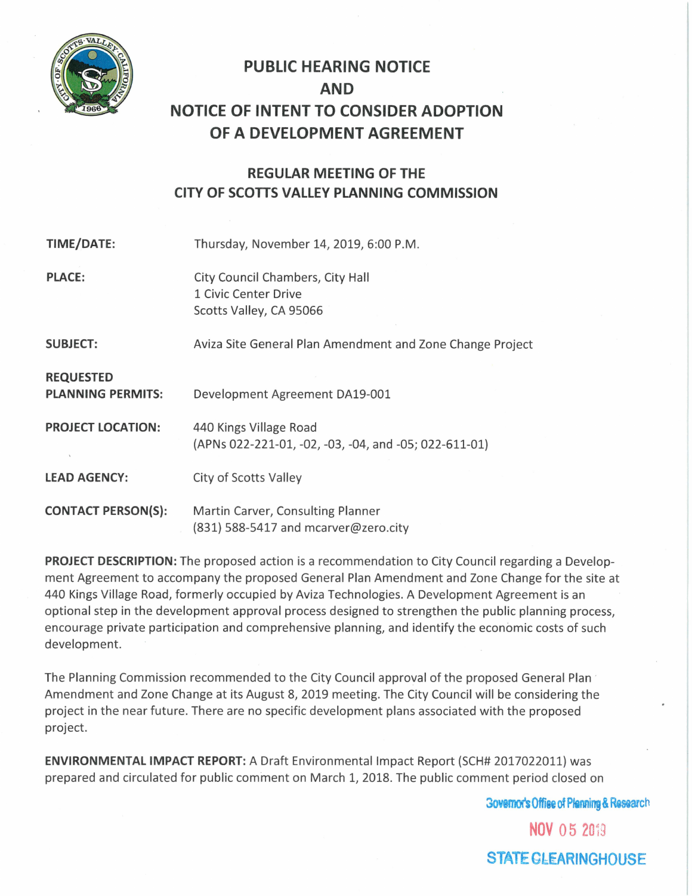# PUBLIC HEARING NOTICE AND NOTICE OF INTENT TO CONSIDER ADOPTION OF A DEVELOPMENT AGREEMENT

## REGULAR MEETING OF THE CITY OF SCOTTS VALLEY PLANNING COMMISSION

**TIME/DATE:** Thursday, November 14, 2019, 6:00 P.M.

**PLACE:** City Council Chambers, City Hall
1 Civic Center Drive
Scotts Valley, CA 95066

**SUBJECT:** Aviza Site General Plan Amendment and Zone Change Project

**REQUESTED PLANNING PERMITS:** Development Agreement DA19-001

**PROJECT LOCATION:** 440 Kings Village Road
(APNs 022-221-01, -02, -03, -04, and -05; 022-611-01)

**LEAD AGENCY:** City of Scotts Valley

**CONTACT PERSON(S):** Martin Carver, Consulting Planner
(831) 588-5417 and mcarver@zero.city

**PROJECT DESCRIPTION:** The proposed action is a recommendation to City Council regarding a Development Agreement to accompany the proposed General Plan Amendment and Zone Change for the site at 440 Kings Village Road, formerly occupied by Aviza Technologies. A Development Agreement is an optional step in the development approval process designed to strengthen the public planning process, encourage private participation and comprehensive planning, and identify the economic costs of such development.

The Planning Commission recommended to the City Council approval of the proposed General Plan Amendment and Zone Change at its August 8, 2019 meeting. The City Council will be considering the project in the near future. There are no specific development plans associated with the proposed project.

**ENVIRONMENTAL IMPACT REPORT:** A Draft Environmental Impact Report (SCH# 2017022011) was prepared and circulated for public comment on March 1, 2018. The public comment period closed on

Governor's Office of Planning & Research

NOV 05 2019

STATE CLEARINGHOUSE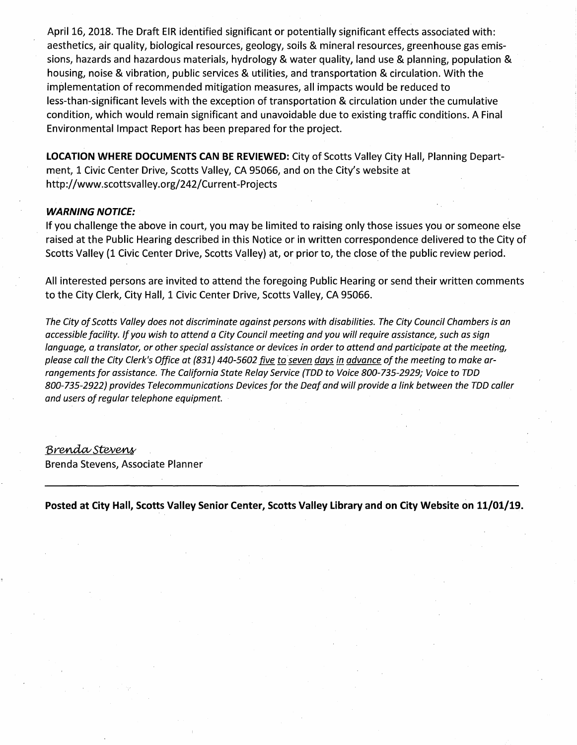April 16, 2018. The Draft EIR identified significant or potentially significant effects associated with: aesthetics, air quality, biological resources, geology, soils & mineral resources, greenhouse gas emissions, hazards and hazardous materials, hydrology & water quality, land use & planning, population & housing, noise & vibration, public services & utilities, and transportation & circulation. With the implementation of recommended mitigation measures, all impacts would be reduced to less-than-significant levels with the exception of transportation & circulation under the cumulative condition, which would remain significant and unavoidable due to existing traffic conditions. A Final Environmental Impact Report has been prepared for the project.

**LOCATION WHERE DOCUMENTS CAN BE REVIEWED:** City of Scotts Valley City Hall, Planning Department, 1 Civic Center Drive, Scotts Valley, CA 95066, and on the City's website at http://www.scottsvalley.org/242/Current-Projects

***WARNING NOTICE:***

If you challenge the above in court, you may be limited to raising only those issues you or someone else raised at the Public Hearing described in this Notice or in written correspondence delivered to the City of Scotts Valley (1 Civic Center Drive, Scotts Valley) at, or prior to, the close of the public review period.

All interested persons are invited to attend the foregoing Public Hearing or send their written comments to the City Clerk, City Hall, 1 Civic Center Drive, Scotts Valley, CA 95066.

*The City of Scotts Valley does not discriminate against persons with disabilities. The City Council Chambers is an accessible facility. If you wish to attend a City Council meeting and you will require assistance, such as sign language, a translator, or other special assistance or devices in order to attend and participate at the meeting, please call the City Clerk's Office at (831) 440-5602 five to seven days in advance of the meeting to make arrangements for assistance. The California State Relay Service (TDD to Voice 800-735-2929; Voice to TDD 800-735-2922) provides Telecommunications Devices for the Deaf and will provide a link between the TDD caller and users of regular telephone equipment.*

*Brenda Stevens*

Brenda Stevens, Associate Planner

---

**Posted at City Hall, Scotts Valley Senior Center, Scotts Valley Library and on City Website on 11/01/19.**